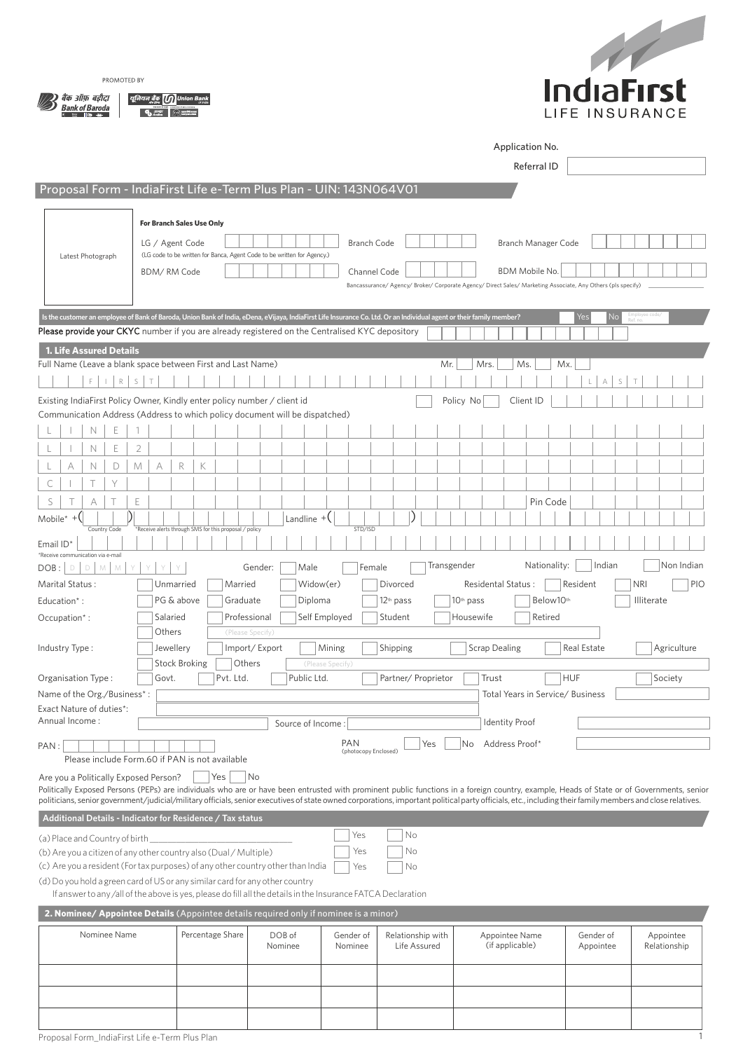PROMOTED BY

बैंक ऑफ़ बड़ौदा Bank of Baroda | यूनियन बैंक Union Bank

IndiaFirst LIFE INSURANCE

Application No.

Referral ID

## Proposal Form - IndiaFirst Life e-Term Plus Plan - UIN: 143N064V01

Latest Photograph

**For Branch Sales Use Only**

LG / Agent Code (LG code to be written for Banca, Agent Code to be written for Agency.) | Branch Code | Branch Manager Code

BDM/ RM Code | Channel Code | BDM Mobile No.

Bancassurance/ Agency/ Broker/ Corporate Agency/ Direct Sales/ Marketing Associate, Any Others (pls specify)

**Is the customer an employee of Bank of Baroda, Union Bank of India, eDena, eVijaya, IndiaFirst Life Insurance Co. Ltd. Or an Individual agent or their family member?** Yes No Employee code/ Ref. no.

**Please provide your CKYC** number if you are already registered on the Centralised KYC depository

### 1. Life Assured Details

Full Name (Leave a blank space between First and Last Name) Mr. Mrs. Ms. Mx.

F I R S T L A S T

Existing IndiaFirst Policy Owner, Kindly enter policy number / client id Policy No Client ID

Communication Address (Address to which policy document will be dispatched)

LINE 1

LINE 2

LANDMARK

CITY

STATE Pin Code

Mobile* +( Country Code ) *Receive alerts through SMS for this proposal / policy Landline +( STD/ISD )

Email ID* *Receive communication via e-mail

DOB: D D M M Y Y Y Y Gender: Male Female Transgender Nationality: Indian Non Indian

Marital Status: Unmarried Married Widow(er) Divorced Residental Status: Resident NRI PIO

Education*: PG & above Graduate Diploma 12th pass 10th pass Below10th Illiterate

Occupation*: Salaried Professional Self Employed Student Housewife Retired Others (Please Specify)

Industry Type: Jewellery Import/ Export Mining Shipping Scrap Dealing Real Estate Agriculture Stock Broking Others (Please Specify)

Organisation Type: Govt. Pvt. Ltd. Public Ltd. Partner/ Proprietor Trust HUF Society

Name of the Org./Business*: Total Years in Service/ Business

Exact Nature of duties*:

Annual Income: Source of Income: Identity Proof

PAN: PAN (photocopy Enclosed) Yes No Address Proof*

Please include Form.60 if PAN is not available

Are you a Politically Exposed Person? Yes No

Politically Exposed Persons (PEPs) are individuals who are or have been entrusted with prominent public functions in a foreign country, example, Heads of State or of Governments, senior politicians, senior government/judicial/military officials, senior executives of state owned corporations, important political party officials, etc., including their family members and close relatives.

### Additional Details - Indicator for Residence / Tax status

(a) Place and Country of birth ______________________________ Yes No

(b) Are you a citizen of any other country also (Dual / Multiple) Yes No

(c) Are you a resident (For tax purposes) of any other country other than India Yes No

(d) Do you hold a green card of US or any similar card for any other country

If answer to any /all of the above is yes, please do fill all the details in the Insurance FATCA Declaration

### 2. Nominee/ Appointee Details (Appointee details required only if nominee is a minor)

| Nominee Name | Percentage Share | DOB of Nominee | Gender of Nominee | Relationship with Life Assured | Appointee Name (if applicable) | Gender of Appointee | Appointee Relationship |
|---|---|---|---|---|---|---|---|
| | | | | | | | |
| | | | | | | | |
| | | | | | | | |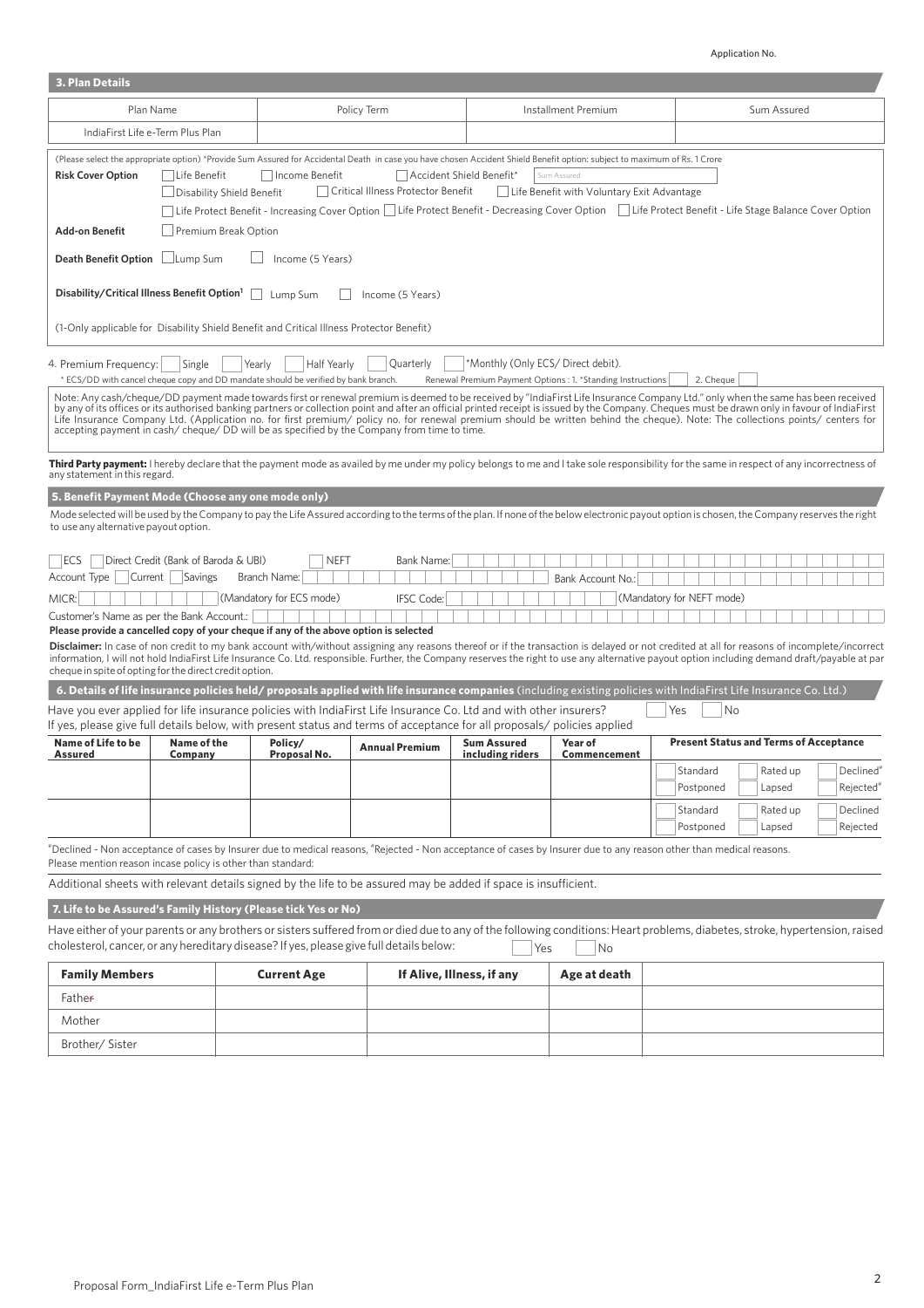Application No.

## 3. Plan Details

| Plan Name | Policy Term | Installment Premium | Sum Assured |
|---|---|---|---|
| IndiaFirst Life e-Term Plus Plan | | | |

(Please select the appropriate option) *Provide Sum Assured for Accidental Death in case you have chosen Accident Shield Benefit option: subject to maximum of Rs. 1 Crore

**Risk Cover Option** ☐ Life Benefit ☐ Income Benefit ☐ Accident Shield Benefit* Sum Assured
☐ Disability Shield Benefit ☐ Critical Illness Protector Benefit ☐ Life Benefit with Voluntary Exit Advantage
☐ Life Protect Benefit - Increasing Cover Option ☐ Life Protect Benefit - Decreasing Cover Option ☐ Life Protect Benefit - Life Stage Balance Cover Option

**Add-on Benefit** ☐ Premium Break Option

**Death Benefit Option** ☐ Lump Sum ☐ Income (5 Years)

**Disability/Critical Illness Benefit Option[1]** ☐ Lump Sum ☐ Income (5 Years)

(1-Only applicable for Disability Shield Benefit and Critical Illness Protector Benefit)

4. Premium Frequency: ☐ Single ☐ Yearly ☐ Half Yearly ☐ Quarterly ☐ *Monthly (Only ECS/ Direct debit).

* ECS/DD with cancel cheque copy and DD mandate should be verified by bank branch. Renewal Premium Payment Options : 1. *Standing Instructions ☐ 2. Cheque ☐

Note: Any cash/cheque/DD payment made towards first or renewal premium is deemed to be received by "IndiaFirst Life Insurance Company Ltd." only when the same has been received by any of its offices or its authorised banking partners or collection point and after an official printed receipt is issued by the Company. Cheques must be drawn only in favour of IndiaFirst Life Insurance Company Ltd. (Application no. for first premium/ policy no. for renewal premium should be written behind the cheque). Note: The collections points/ centers for accepting payment in cash/ cheque/ DD will be as specified by the Company from time to time.

**Third Party payment:** I hereby declare that the payment mode as availed by me under my policy belongs to me and I take sole responsibility for the same in respect of any incorrectness of any statement in this regard.

## 5. Benefit Payment Mode (Choose any one mode only)

Mode selected will be used by the Company to pay the Life Assured according to the terms of the plan. If none of the below electronic payout option is chosen, the Company reserves the right to use any alternative payout option.

☐ ECS ☐ Direct Credit (Bank of Baroda & UBI) ☐ NEFT Bank Name:

Account Type ☐ Current ☐ Savings Branch Name: Bank Account No.:

MICR: (Mandatory for ECS mode) IFSC Code: (Mandatory for NEFT mode)

Customer's Name as per the Bank Account.:

**Please provide a cancelled copy of your cheque if any of the above option is selected**

**Disclaimer:** In case of non credit to my bank account with/without assigning any reasons thereof or if the transaction is delayed or not credited at all for reasons of incomplete/incorrect information, I will not hold IndiaFirst Life Insurance Co. Ltd. responsible. Further, the Company reserves the right to use any alternative payout option including demand draft/payable at par cheque in spite of opting for the direct credit option.

## 6. Details of life insurance policies held/ proposals applied with life insurance companies (including existing policies with IndiaFirst Life Insurance Co. Ltd.)

Have you ever applied for life insurance policies with IndiaFirst Life Insurance Co. Ltd and with other insurers? ☐ Yes ☐ No

If yes, please give full details below, with present status and terms of acceptance for all proposals/ policies applied

| Name of Life to be Assured | Name of the Company | Policy/ Proposal No. | Annual Premium | Sum Assured including riders | Year of Commencement | Present Status and Terms of Acceptance |
|---|---|---|---|---|---|---|
| | | | | | | ☐ Standard ☐ Rated up ☐ Declined* ☐ Postponed ☐ Lapsed ☐ Rejected# |
| | | | | | | ☐ Standard ☐ Rated up ☐ Declined ☐ Postponed ☐ Lapsed ☐ Rejected |

*Declined - Non acceptance of cases by Insurer due to medical reasons, #Rejected - Non acceptance of cases by Insurer due to any reason other than medical reasons.

Please mention reason incase policy is other than standard:

Additional sheets with relevant details signed by the life to be assured may be added if space is insufficient.

## 7. Life to be Assured's Family History (Please tick Yes or No)

Have either of your parents or any brothers or sisters suffered from or died due to any of the following conditions: Heart problems, diabetes, stroke, hypertension, raised cholesterol, cancer, or any hereditary disease? If yes, please give full details below: ☐ Yes ☐ No

| Family Members | Current Age | If Alive, Illness, if any | Age at death | |
|---|---|---|---|---|
| Father | | | | |
| Mother | | | | |
| Brother/ Sister | | | | |

Proposal Form_IndiaFirst Life e-Term Plus Plan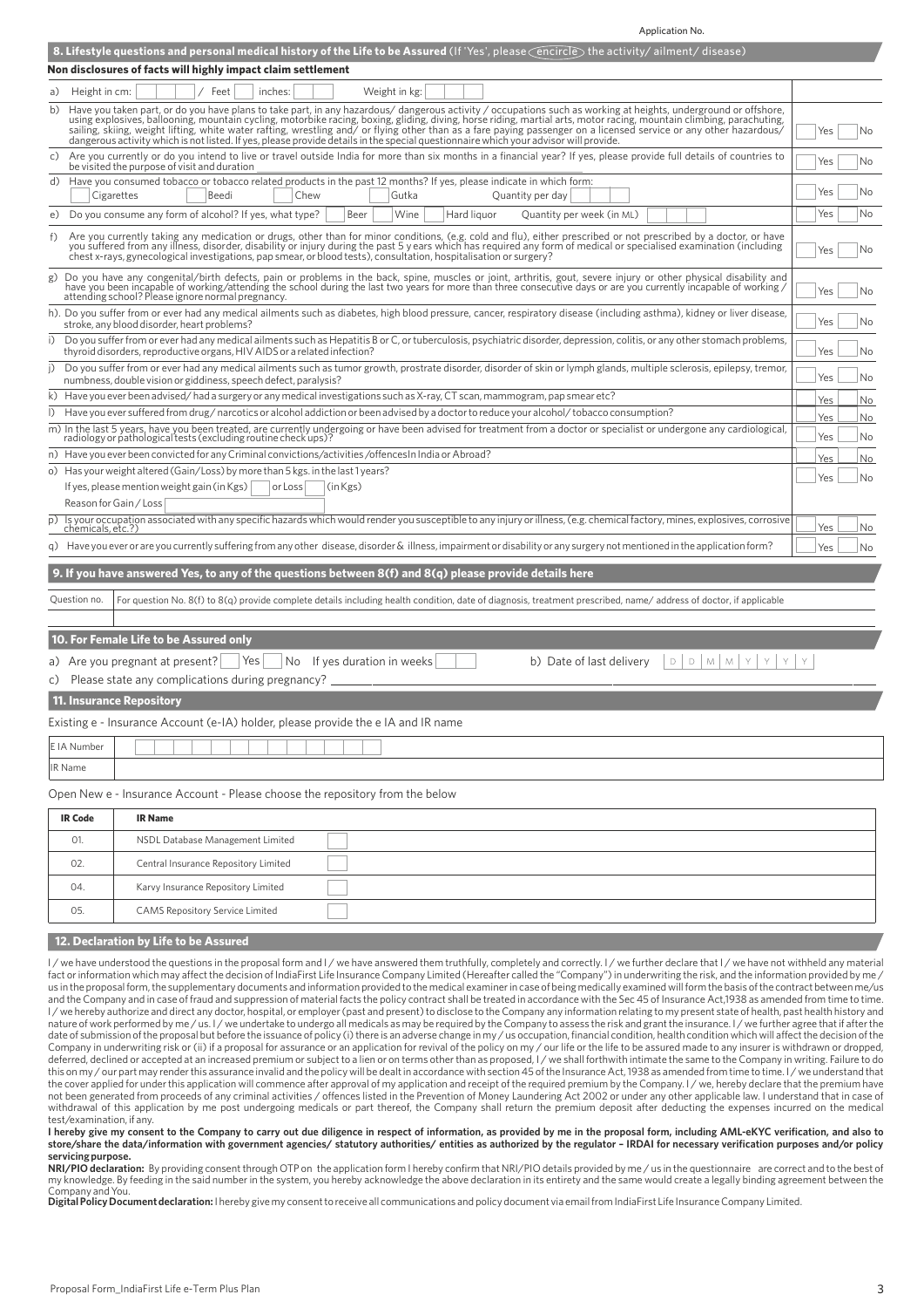Application No.

## 8. Lifestyle questions and personal medical history of the Life to be Assured (If 'Yes', please encircle the activity/ ailment/ disease)

**Non disclosures of facts will highly impact claim settlement**

| | |
|---|---|
| a) Height in cm: / Feet inches: Weight in kg: | |
| b) Have you taken part, or do you have plans to take part, in any hazardous/ dangerous activity / occupations such as working at heights, underground or offshore, using explosives, ballooning, mountain cycling, motorbike racing, boxing, gliding, diving, horse riding, martial arts, motor racing, mountain climbing, parachuting, sailing, skiing, weight lifting, white water rafting, wrestling and/ or flying other than as a fare paying passenger on a licensed service or any other hazardous/ dangerous activity which is not listed. If yes, please provide details in the special questionnaire which your advisor will provide. | Yes No |
| c) Are you currently or do you intend to live or travel outside India for more than six months in a financial year? If yes, please provide full details of countries to be visited the purpose of visit and duration | Yes No |
| d) Have you consumed tobacco or tobacco related products in the past 12 months? If yes, please indicate in which form: Cigarettes Beedi Chew Gutka Quantity per day | Yes No |
| e) Do you consume any form of alcohol? If yes, what type? Beer Wine Hard liquor Quantity per week (in ML) | Yes No |
| f) Are you currently taking any medication or drugs, other than for minor conditions, (e.g. cold and flu), either prescribed or not prescribed by a doctor, or have you suffered from any illness, disorder, disability or injury during the past 5 years which has required any form of medical or specialised examination (including chest x-rays, gynecological investigations, pap smear, or blood tests), consultation, hospitalisation or surgery? | Yes No |
| g) Do you have any congenital/birth defects, pain or problems in the back, spine, muscles or joint, arthritis, gout, severe injury or other physical disability and have you been incapable of working/attending the school during the last two years for more than three consecutive days or are you currently incapable of working / attending school? Please ignore normal pregnancy. | Yes No |
| h). Do you suffer from or ever had any medical ailments such as diabetes, high blood pressure, cancer, respiratory disease (including asthma), kidney or liver disease, stroke, any blood disorder, heart problems? | Yes No |
| i) Do you suffer from or ever had any medical ailments such as Hepatitis B or C, or tuberculosis, psychiatric disorder, depression, colitis, or any other stomach problems, thyroid disorders, reproductive organs, HIV AIDS or a related infection? | Yes No |
| j) Do you suffer from or ever had any medical ailments such as tumor growth, prostrate disorder, disorder of skin or lymph glands, multiple sclerosis, epilepsy, tremor, numbness, double vision or giddiness, speech defect, paralysis? | Yes No |
| k) Have you ever been advised/ had a surgery or any medical investigations such as X-ray, CT scan, mammogram, pap smear etc? | Yes No |
| l) Have you ever suffered from drug/ narcotics or alcohol addiction or been advised by a doctor to reduce your alcohol/ tobacco consumption? | Yes No |
| m) In the last 5 years, have you been treated, are currently undergoing or have been advised for treatment from a doctor or specialist or undergone any cardiological, radiology or pathological tests (excluding routine check ups)? | Yes No |
| n) Have you ever been convicted for any Criminal convictions/activities /offences In India or Abroad? | Yes No |
| o) Has your weight altered (Gain/Loss) by more than 5 kgs. in the last 1 years? If yes, please mention weight gain (in Kgs) or Loss (in Kgs) Reason for Gain / Loss | Yes No |
| p) Is your occupation associated with any specific hazards which would render you susceptible to any injury or illness, (e.g. chemical factory, mines, explosives, corrosive chemicals, etc.?) | Yes No |
| q) Have you ever or are you currently suffering from any other disease, disorder & illness, impairment or disability or any surgery not mentioned in the application form? | Yes No |

## 9. If you have answered Yes, to any of the questions between 8(f) and 8(q) please provide details here

| Question no. | For question No. 8(f) to 8(q) provide complete details including health condition, date of diagnosis, treatment prescribed, name/ address of doctor, if applicable |
|---|---|
| | |

## 10. For Female Life to be Assured only

a) Are you pregnant at present? Yes No If yes duration in weeks b) Date of last delivery D D M M Y Y Y Y

c) Please state any complications during pregnancy? ______

## 11. Insurance Repository

Existing e - Insurance Account (e-IA) holder, please provide the e IA and IR name

| | |
|---|---|
| E IA Number | |
| IR Name | |

Open New e - Insurance Account - Please choose the repository from the below

| IR Code | IR Name | |
|---|---|---|
| 01. | NSDL Database Management Limited | |
| 02. | Central Insurance Repository Limited | |
| 04. | Karvy Insurance Repository Limited | |
| 05. | CAMS Repository Service Limited | |

## 12. Declaration by Life to be Assured

I / we have understood the questions in the proposal form and I / we have answered them truthfully, completely and correctly. I / we further declare that I / we have not withheld any material fact or information which may affect the decision of IndiaFirst Life Insurance Company Limited (Hereafter called the "Company") in underwriting the risk, and the information provided by me / us in the proposal form, the supplementary documents and information provided to the medical examiner in case of being medically examined will form the basis of the contract between me/us and the Company and in case of fraud and suppression of material facts the policy contract shall be treated in accordance with the Sec 45 of Insurance Act,1938 as amended from time to time. I / we hereby authorize and direct any doctor, hospital, or employer (past and present) to disclose to the Company any information relating to my present state of health, past health history and nature of work performed by me / us. I / we undertake to undergo all medicals as may be required by the Company to assess the risk and grant the insurance. I / we further agree that if after the date of submission of the proposal but before the issuance of policy (i) there is an adverse change in my / us occupation, financial condition, health condition which will affect the decision of the Company in underwriting risk or (ii) if a proposal for assurance or an application for revival of the policy on my / our life or the life to be assured made to any insurer is withdrawn or dropped, deferred, declined or accepted at an increased premium or subject to a lien or on terms other than as proposed, I / we shall forthwith intimate the same to the Company in writing. Failure to do this on my / our part may render this assurance invalid and the policy will be dealt in accordance with section 45 of the Insurance Act, 1938 as amended from time to time. I / we understand that the cover applied for under this application will commence after approval of my application and receipt of the required premium by the Company. I / we, hereby declare that the premium have not been generated from proceeds of any criminal activities / offences listed in the Prevention of Money Laundering Act 2002 or under any other applicable law. I understand that in case of withdrawal of this application by me post undergoing medicals or part thereof, the Company shall return the premium deposit after deducting the expenses incurred on the medical test/examination, if any.

**I hereby give my consent to the Company to carry out due diligence in respect of information, as provided by me in the proposal form, including AML-eKYC verification, and also to store/share the data/information with government agencies/ statutory authorities/ entities as authorized by the regulator – IRDAI for necessary verification purposes and/or policy servicing purpose.**

**NRI/PIO declaration:** By providing consent through OTP on the application form I hereby confirm that NRI/PIO details provided by me / us in the questionnaire are correct and to the best of my knowledge. By feeding in the said number in the system, you hereby acknowledge the above declaration in its entirety and the same would create a legally binding agreement between the Company and You.

**Digital Policy Document declaration:** I hereby give my consent to receive all communications and policy document via email from IndiaFirst Life Insurance Company Limited.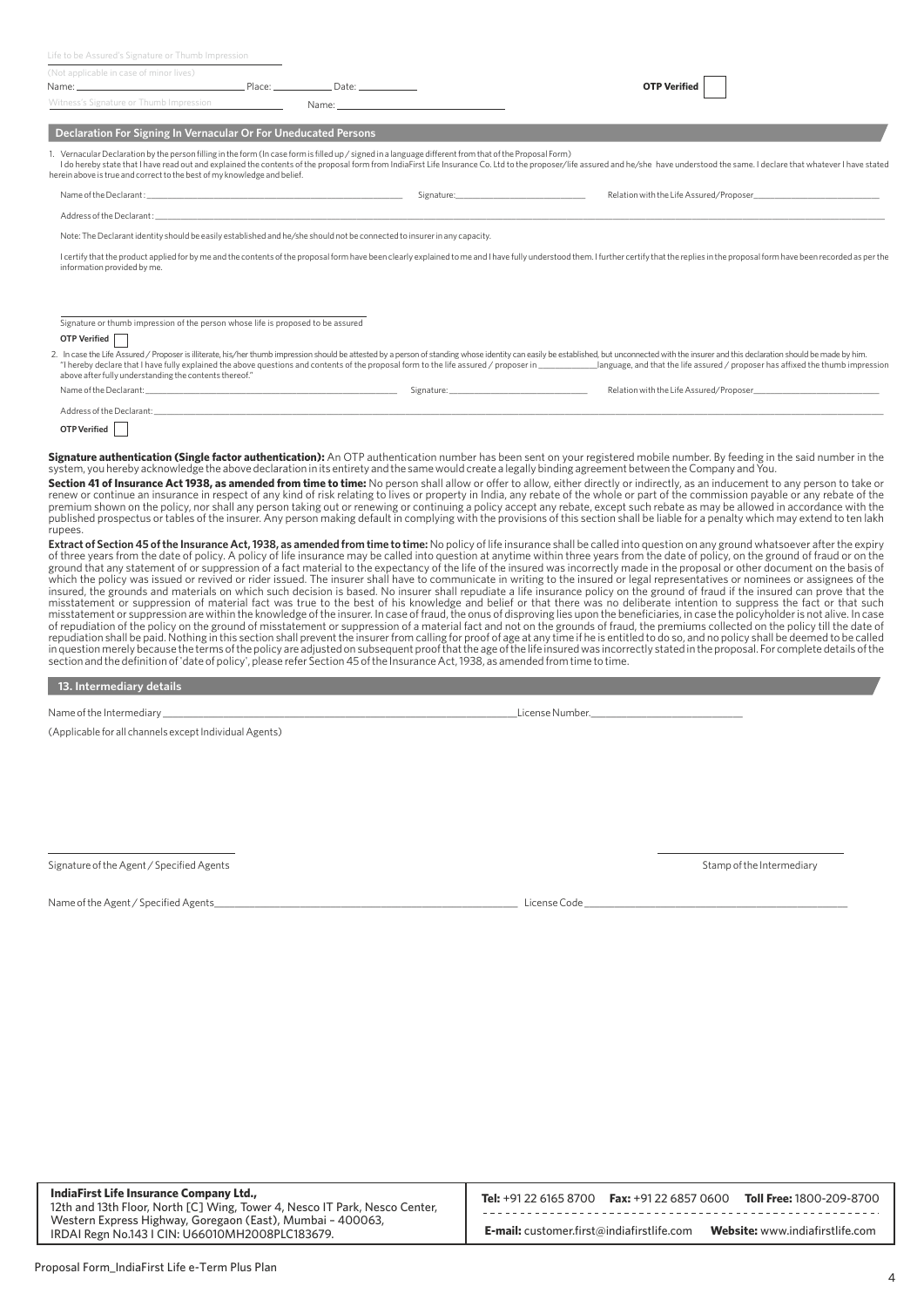Life to be Assured's Signature or Thumb Impression

(Not applicable in case of minor lives)

Name: ______________________ Place: __________ Date: __________

**OTP Verified** ☐

Witness's Signature or Thumb Impression ______________________ Name: ______________________

## Declaration For Signing In Vernacular Or For Uneducated Persons

1. Vernacular Declaration by the person filling in the form (In case form is filled up / signed in a language different from that of the Proposal Form)
   I do hereby state that I have read out and explained the contents of the proposal form from IndiaFirst Life Insurance Co. Ltd to the proposer/life assured and he/she have understood the same. I declare that whatever I have stated herein above is true and correct to the best of my knowledge and belief.

   Name of the Declarant: ______________________ Signature: ______________________ Relation with the Life Assured/Proposer ______________________

   Address of the Declarant: ______________________

   Note: The Declarant identity should be easily established and he/she should not be connected to insurer in any capacity.

   I certify that the product applied for by me and the contents of the proposal form have been clearly explained to me and I have fully understood them. I further certify that the replies in the proposal form have been recorded as per the information provided by me.

   ______________________

   Signature or thumb impression of the person whose life is proposed to be assured

   **OTP Verified** ☐

2. In case the Life Assured / Proposer is illiterate, his/her thumb impression should be attested by a person of standing whose identity can easily be established, but unconnected with the insurer and this declaration should be made by him.
   "I hereby declare that I have fully explained the above questions and contents of the proposal form to the life assured / proposer in __________ language, and that the life assured / proposer has affixed the thumb impression above after fully understanding the contents thereof."

   Name of the Declarant: ______________________ Signature: ______________________ Relation with the Life Assured/Proposer ______________________

   Address of the Declarant: ______________________

   **OTP Verified** ☐

**Signature authentication (Single factor authentication):** An OTP authentication number has been sent on your registered mobile number. By feeding in the said number in the system, you hereby acknowledge the above declaration in its entirety and the same would create a legally binding agreement between the Company and You.

**Section 41 of Insurance Act 1938, as amended from time to time:** No person shall allow or offer to allow, either directly or indirectly, as an inducement to any person to take or renew or continue an insurance in respect of any kind of risk relating to lives or property in India, any rebate of the whole or part of the commission payable or any rebate of the premium shown on the policy, nor shall any person taking out or renewing or continuing a policy accept any rebate, except such rebate as may be allowed in accordance with the published prospectus or tables of the insurer. Any person making default in complying with the provisions of this section shall be liable for a penalty which may extend to ten lakh rupees.

**Extract of Section 45 of the Insurance Act, 1938, as amended from time to time:** No policy of life insurance shall be called into question on any ground whatsoever after the expiry of three years from the date of policy. A policy of life insurance may be called into question at anytime within three years from the date of policy, on the ground of fraud or on the ground that any statement of or suppression of a fact material to the expectancy of the life of the insured was incorrectly made in the proposal or other document on the basis of which the policy was issued or revived or rider issued. The insurer shall have to communicate in writing to the insured or legal representatives or nominees or assignees of the insured, the grounds and materials on which such decision is based. No insurer shall repudiate a life insurance policy on the ground of fraud if the insured can prove that the misstatement or suppression of material fact was true to the best of his knowledge and belief or that there was no deliberate intention to suppress the fact or that such misstatement or suppression are within the knowledge of the insurer. In case of fraud, the onus of disproving lies upon the beneficiaries, in case the policyholder is not alive. In case of repudiation of the policy on the ground of misstatement or suppression of a material fact and not on the grounds of fraud, the premiums collected on the policy till the date of repudiation shall be paid. Nothing in this section shall prevent the insurer from calling for proof of age at any time if he is entitled to do so, and no policy shall be deemed to be called in question merely because the terms of the policy are adjusted on subsequent proof that the age of the life insured was incorrectly stated in the proposal. For complete details of the section and the definition of 'date of policy', please refer Section 45 of the Insurance Act, 1938, as amended from time to time.

## 13. Intermediary details

Name of the Intermediary ______________________ License Number. ______________________

(Applicable for all channels except Individual Agents)

______________________ ______________________

Signature of the Agent / Specified Agents Stamp of the Intermediary

Name of the Agent / Specified Agents ______________________ License Code ______________________

**IndiaFirst Life Insurance Company Ltd.,**
12th and 13th Floor, North [C] Wing, Tower 4, Nesco IT Park, Nesco Center, Western Express Highway, Goregaon (East), Mumbai – 400063, IRDAI Regn No.143 I CIN: U66010MH2008PLC183679.

**Tel:** +91 22 6165 8700 **Fax:** +91 22 6857 0600 **Toll Free:** 1800-209-8700

**E-mail:** customer.first@indiafirstlife.com **Website:** www.indiafirstlife.com

Proposal Form_IndiaFirst Life e-Term Plus Plan